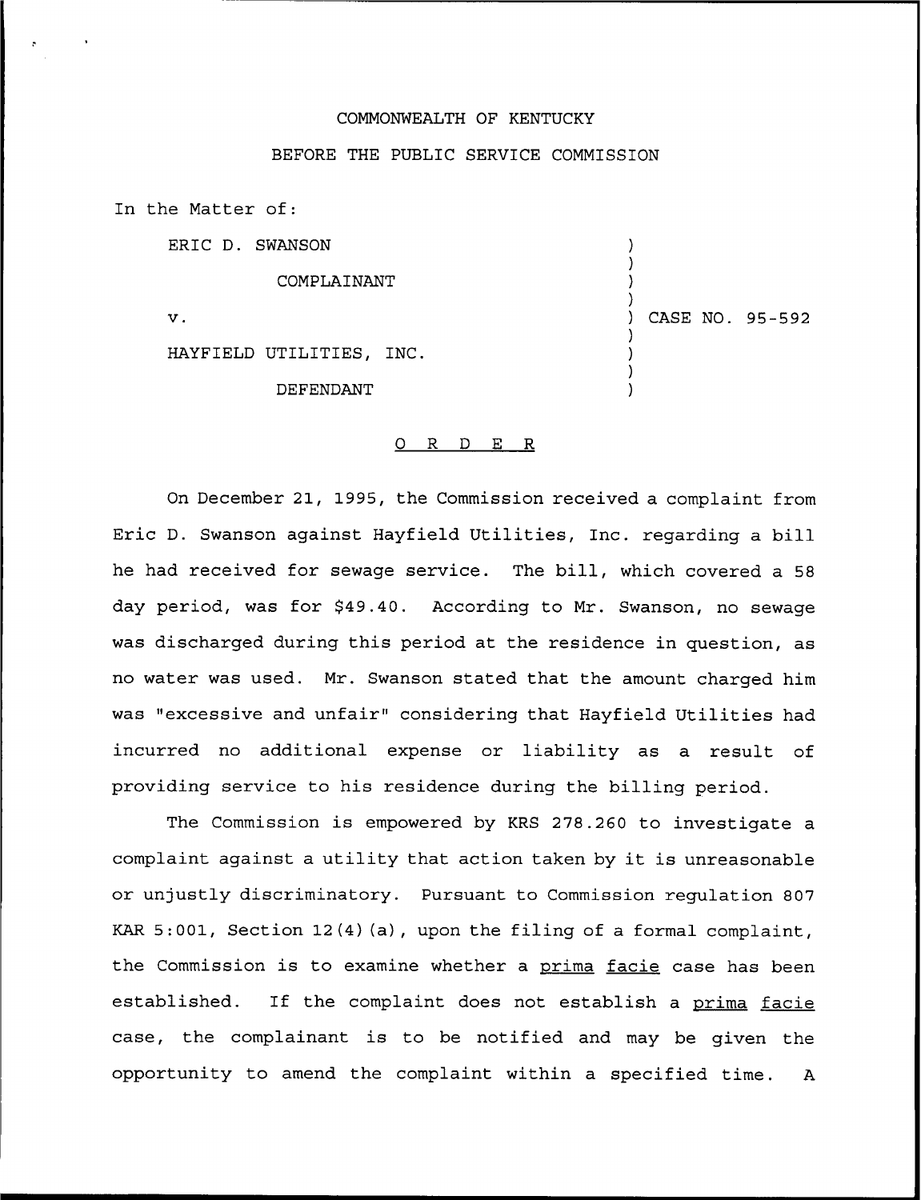COMMONWEALTH OF KENTUCKY

BEFORE THE PUBLIC SERVICE COMMISSION

In the Matter of:

| | | |
|---|---|---|
| ERIC D. SWANSON | ) | |
| COMPLAINANT | ) | |
| v. | ) | CASE NO. 95-592 |
| HAYFIELD UTILITIES, INC. | ) | |
| DEFENDANT | ) | |

# O R D E R

On December 21, 1995, the Commission received a complaint from Eric D. Swanson against Hayfield Utilities, Inc. regarding a bill he had received for sewage service. The bill, which covered a 58 day period, was for $49.40. According to Mr. Swanson, no sewage was discharged during this period at the residence in question, as no water was used. Mr. Swanson stated that the amount charged him was "excessive and unfair" considering that Hayfield Utilities had incurred no additional expense or liability as a result of providing service to his residence during the billing period.

The Commission is empowered by KRS 278.260 to investigate a complaint against a utility that action taken by it is unreasonable or unjustly discriminatory. Pursuant to Commission regulation 807 KAR 5:001, Section 12(4)(a), upon the filing of a formal complaint, the Commission is to examine whether a _prima facie_ case has been established. If the complaint does not establish a _prima facie_ case, the complainant is to be notified and may be given the opportunity to amend the complaint within a specified time. A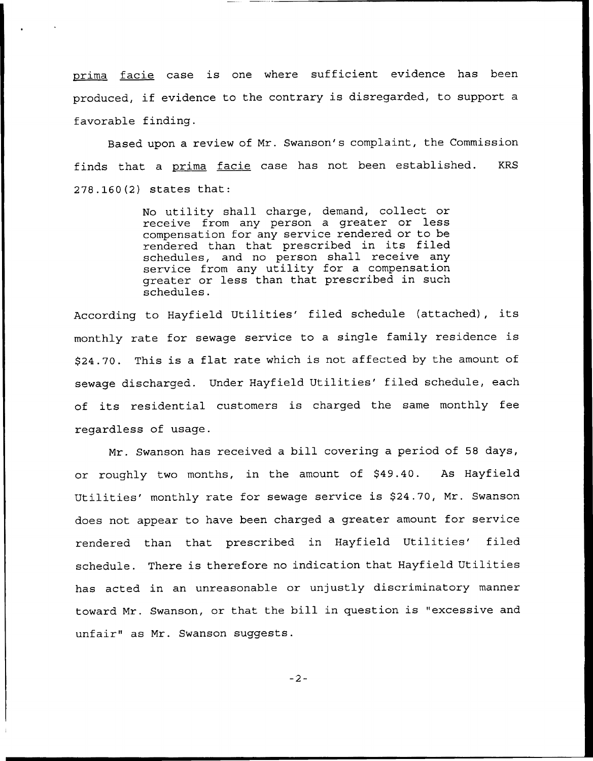*prima facie* case is one where sufficient evidence has been produced, if evidence to the contrary is disregarded, to support a favorable finding.

Based upon a review of Mr. Swanson's complaint, the Commission finds that a *prima facie* case has not been established. KRS 278.160(2) states that:

> No utility shall charge, demand, collect or receive from any person a greater or less compensation for any service rendered or to be rendered than that prescribed in its filed schedules, and no person shall receive any service from any utility for a compensation greater or less than that prescribed in such schedules.

According to Hayfield Utilities' filed schedule (attached), its monthly rate for sewage service to a single family residence is $24.70. This is a flat rate which is not affected by the amount of sewage discharged. Under Hayfield Utilities' filed schedule, each of its residential customers is charged the same monthly fee regardless of usage.

Mr. Swanson has received a bill covering a period of 58 days, or roughly two months, in the amount of $49.40. As Hayfield Utilities' monthly rate for sewage service is $24.70, Mr. Swanson does not appear to have been charged a greater amount for service rendered than that prescribed in Hayfield Utilities' filed schedule. There is therefore no indication that Hayfield Utilities has acted in an unreasonable or unjustly discriminatory manner toward Mr. Swanson, or that the bill in question is "excessive and unfair" as Mr. Swanson suggests.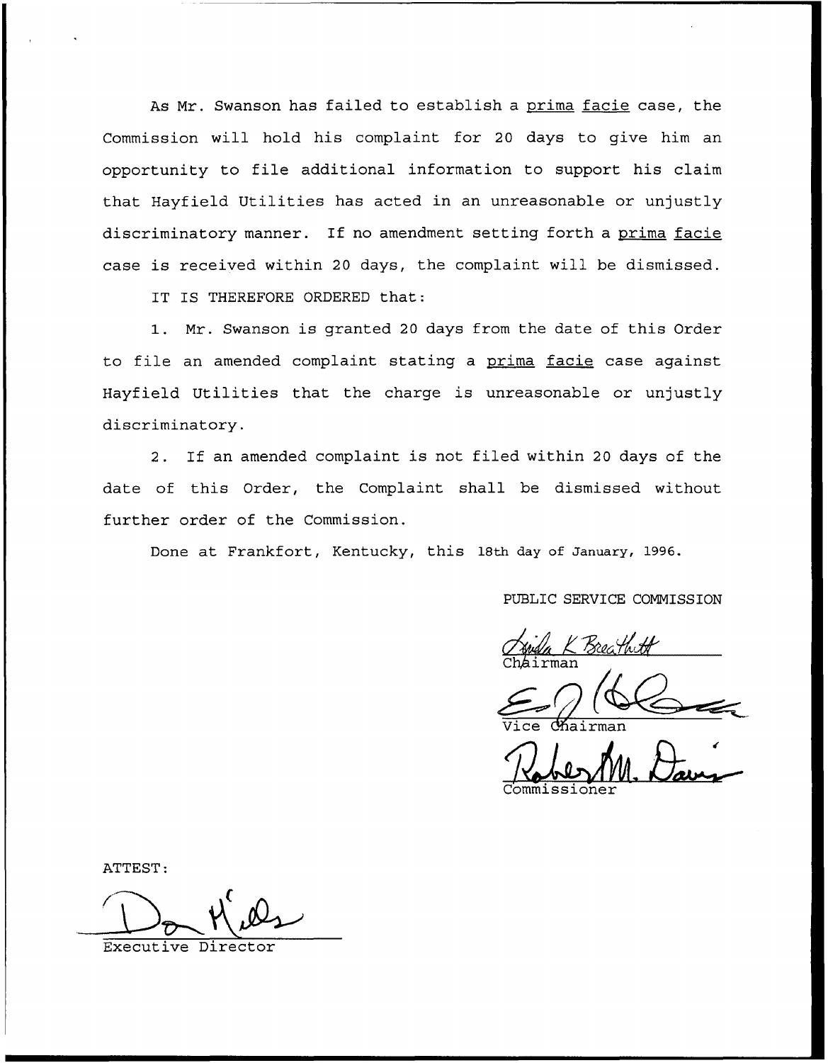As Mr. Swanson has failed to establish a prima facie case, the Commission will hold his complaint for 20 days to give him an opportunity to file additional information to support his claim that Hayfield Utilities has acted in an unreasonable or unjustly discriminatory manner. If no amendment setting forth a prima facie case is received within 20 days, the complaint will be dismissed.

IT IS THEREFORE ORDERED that:

1. Mr. Swanson is granted 20 days from the date of this Order to file an amended complaint stating a prima facie case against Hayfield Utilities that the charge is unreasonable or unjustly discriminatory.

2. If an amended complaint is not filed within 20 days of the date of this Order, the Complaint shall be dismissed without further order of the Commission.

Done at Frankfort, Kentucky, this 18th day of January, 1996.

PUBLIC SERVICE COMMISSION

Chairman

Vice Chairman

Commissioner

ATTEST:

Executive Director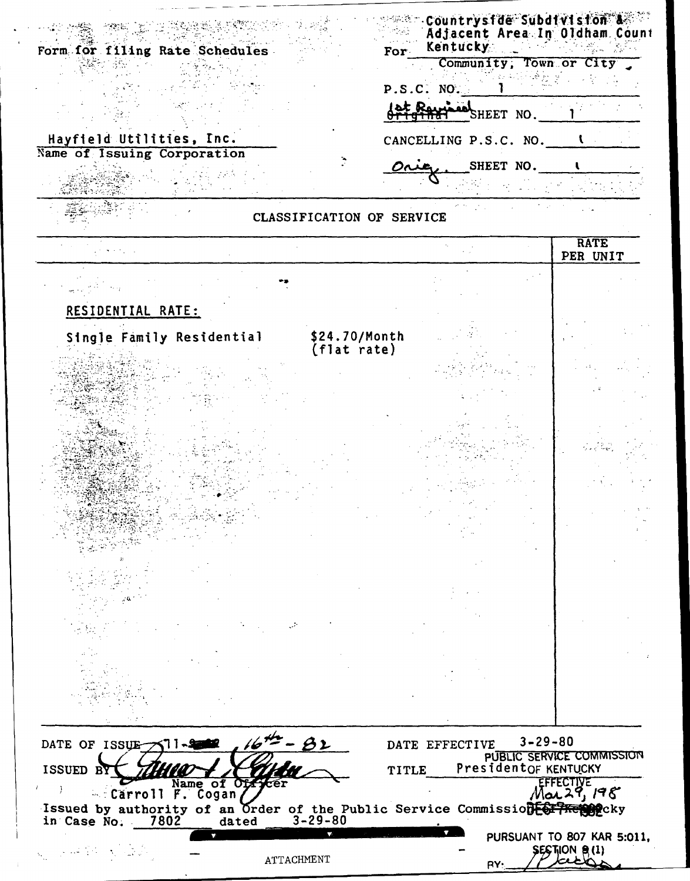Form for filing Rate Schedules

For Countryside Subdivision & Adjacent Area In Oldham Count Kentucky
Community, Town or City

P.S.C. NO. 1

1st Revised ~~Original~~ SHEET NO. 1

Hayfield Utilities, Inc.
Name of Issuing Corporation

CANCELLING P.S.C. NO. 1

Orig. SHEET NO. 1

## CLASSIFICATION OF SERVICE

| | RATE PER UNIT |
|---|---|
| **RESIDENTIAL RATE:** | |
| Single Family Residential — $24.70/Month (flat rate) | |

DATE OF ISSUE ~~11-~~ 16th - 82

DATE EFFECTIVE 3-29-80

ISSUED BY Carroll F. Cogan
Name of Officer

TITLE President

Issued by authority of an Order of the Public Service Commission of Kentucky in Case No. 7802 dated 3-29-80

PUBLIC SERVICE COMMISSION OF KENTUCKY
EFFECTIVE
Mar 29, 198
PURSUANT TO 807 KAR 5:011,
SECTION 9 (1)
BY:

ATTACHMENT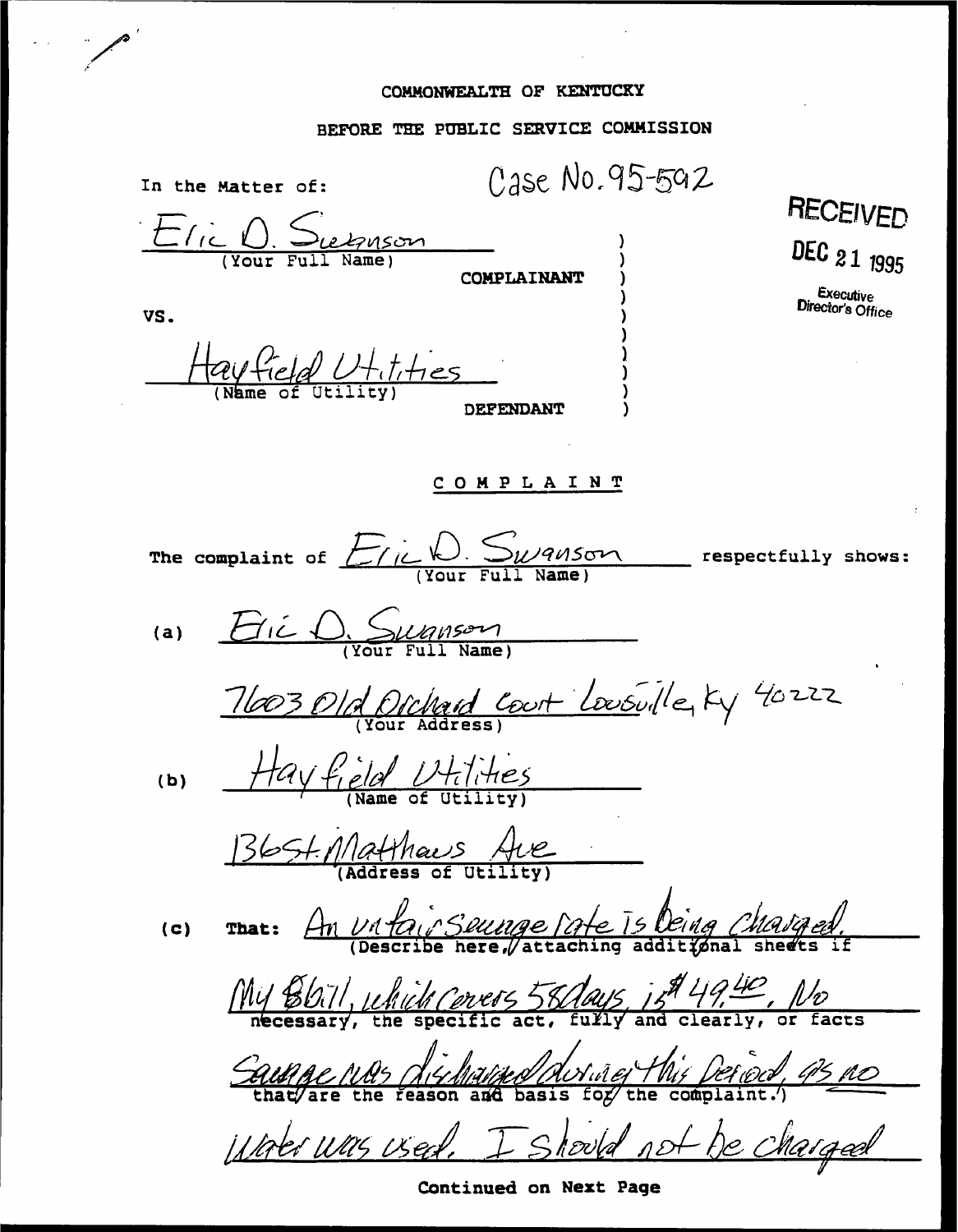COMMONWEALTH OF KENTUCKY

BEFORE THE PUBLIC SERVICE COMMISSION

Case No. 95-592

RECEIVED

DEC 21 1995

Executive Director's Office

In the Matter of:

Eric D. Swanson
(Your Full Name)

COMPLAINANT

VS.

Hayfield Utilities
(Name of Utility)

DEFENDANT

## COMPLAINT

The complaint of Eric D. Swanson (Your Full Name) respectfully shows:

(a) Eric D. Swanson
(Your Full Name)

7603 Old Orchard Court Louisville, Ky 40222
(Your Address)

(b) Hayfield Utilities
(Name of Utility)

136 St. Matthews Ave
(Address of Utility)

(c) That: An unfair Sewage rate is being charged. (Describe here, attaching additional sheets if necessary, the specific act, fully and clearly, or facts that are the reason and basis for the complaint.)

My bill, which covers 58 days, is $49.40. No Sewage was discharged during this period, as no water was used. I should not be charged

Continued on Next Page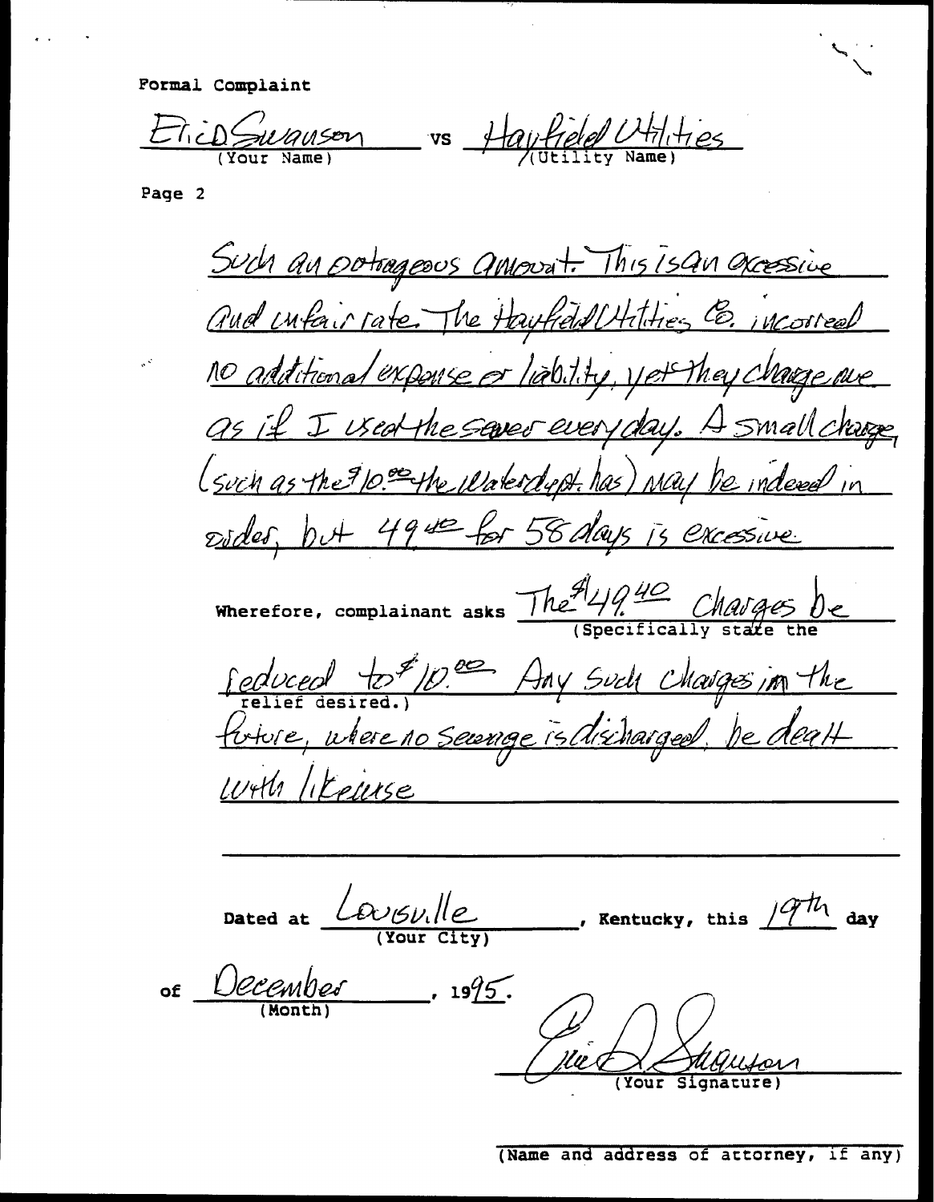Formal Complaint

Eric D Swanson vs Hayfield Utilities
(Your Name) (Utility Name)

Page 2

Such an outrageous amount. This is an excessive and unfair rate. The Hayfield Utilities Co. incurred no additional expense or liability, yet they charge me as if I used the sewer every day. A small charge, (such as the $10.00 the Water dept. has) may be indeed in order, but 49.40 for 58 days is excessive.

Wherefore, complainant asks The $49.40 Charges be reduced to $10.00 Any such charges in the future, where no sewage is discharged, be dealt with likewise
(Specifically state the relief desired.)

Dated at Louisville (Your City), Kentucky, this 19th day of December (Month), 1995.

Eric D Swanson
(Your Signature)

(Name and address of attorney, if any)